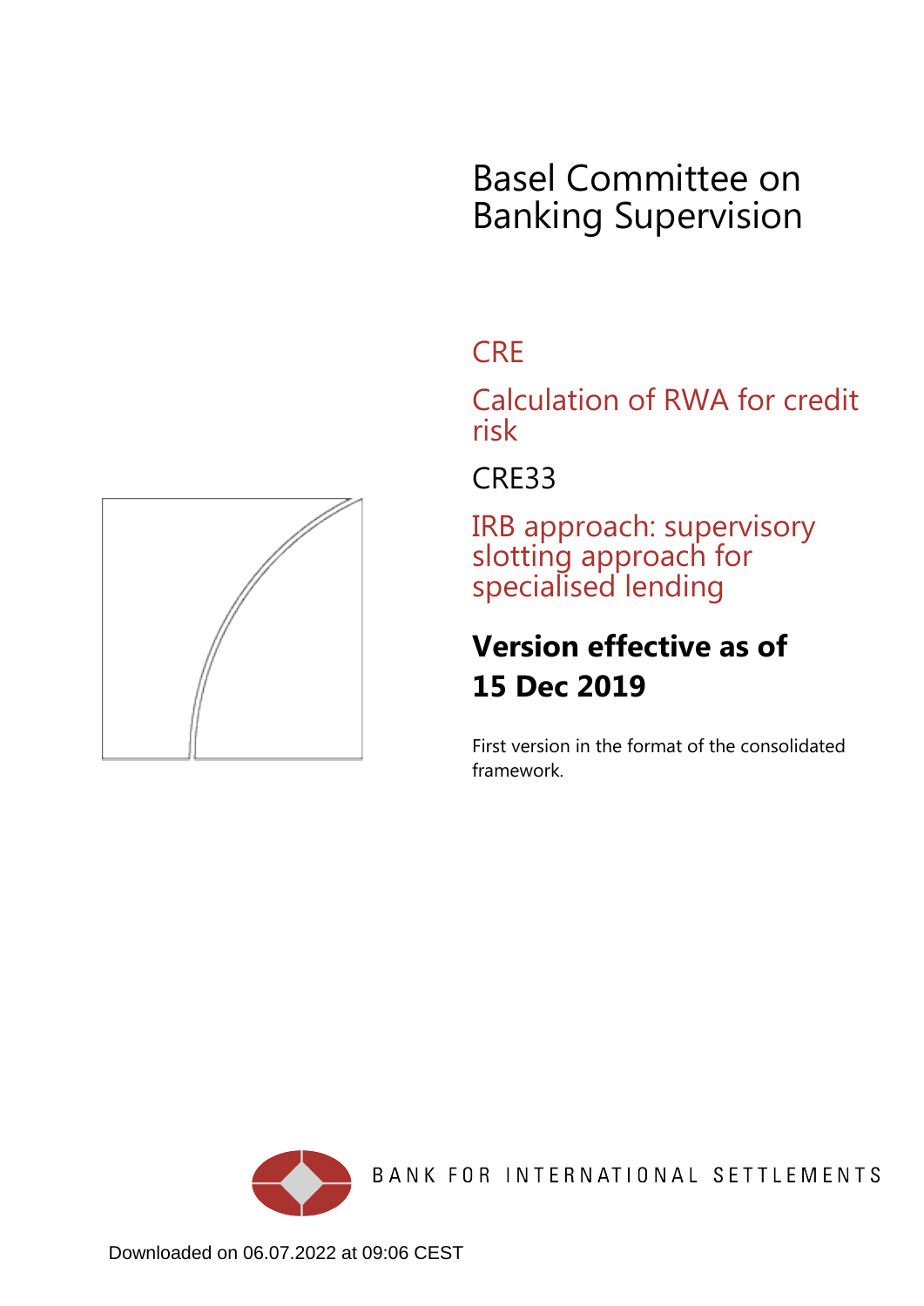# Basel Committee on Banking Supervision

## CRE

## Calculation of RWA for credit risk

## CRE33

## IRB approach: supervisory slotting approach for specialised lending

**Version effective as of 15 Dec 2019**

First version in the format of the consolidated framework.

BANK FOR INTERNATIONAL SETTLEMENTS

Downloaded on 06.07.2022 at 09:06 CEST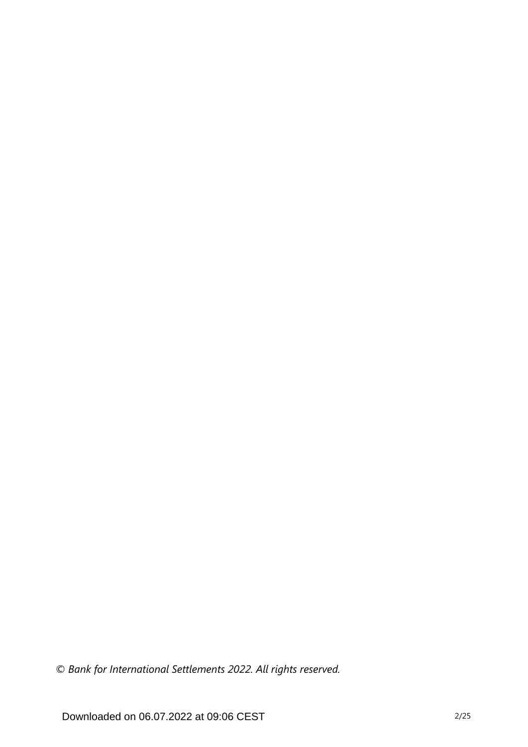*© Bank for International Settlements 2022. All rights reserved.*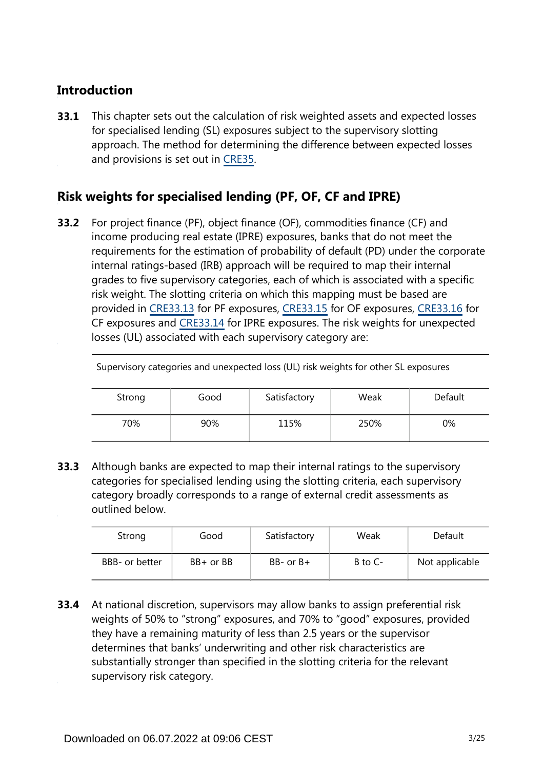## Introduction

**33.1** This chapter sets out the calculation of risk weighted assets and expected losses for specialised lending (SL) exposures subject to the supervisory slotting approach. The method for determining the difference between expected losses and provisions is set out in CRE35.

## Risk weights for specialised lending (PF, OF, CF and IPRE)

**33.2** For project finance (PF), object finance (OF), commodities finance (CF) and income producing real estate (IPRE) exposures, banks that do not meet the requirements for the estimation of probability of default (PD) under the corporate internal ratings-based (IRB) approach will be required to map their internal grades to five supervisory categories, each of which is associated with a specific risk weight. The slotting criteria on which this mapping must be based are provided in CRE33.13 for PF exposures, CRE33.15 for OF exposures, CRE33.16 for CF exposures and CRE33.14 for IPRE exposures. The risk weights for unexpected losses (UL) associated with each supervisory category are:

Supervisory categories and unexpected loss (UL) risk weights for other SL exposures

| Strong | Good | Satisfactory | Weak | Default |
|---|---|---|---|---|
| 70% | 90% | 115% | 250% | 0% |

**33.3** Although banks are expected to map their internal ratings to the supervisory categories for specialised lending using the slotting criteria, each supervisory category broadly corresponds to a range of external credit assessments as outlined below.

| Strong | Good | Satisfactory | Weak | Default |
|---|---|---|---|---|
| BBB- or better | BB+ or BB | BB- or B+ | B to C- | Not applicable |

**33.4** At national discretion, supervisors may allow banks to assign preferential risk weights of 50% to "strong" exposures, and 70% to "good" exposures, provided they have a remaining maturity of less than 2.5 years or the supervisor determines that banks' underwriting and other risk characteristics are substantially stronger than specified in the slotting criteria for the relevant supervisory risk category.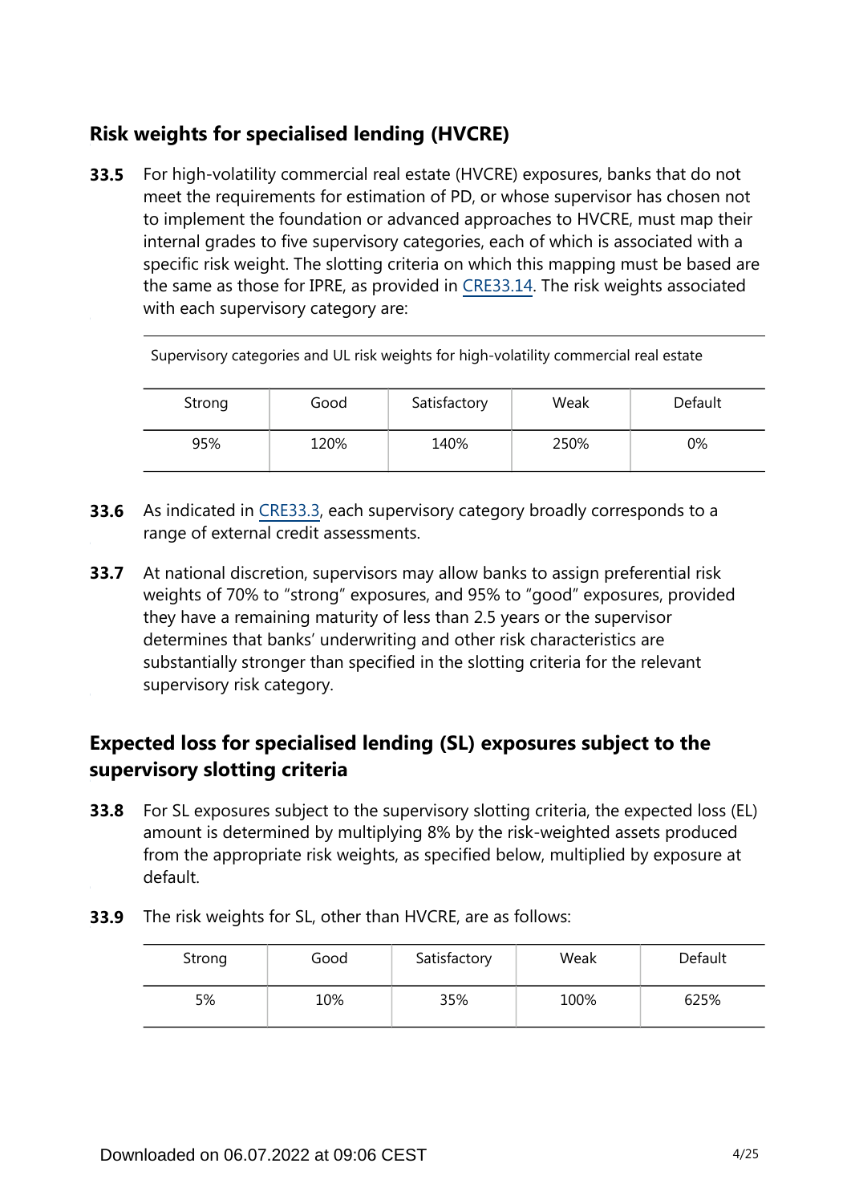## Risk weights for specialised lending (HVCRE)

**33.5** For high-volatility commercial real estate (HVCRE) exposures, banks that do not meet the requirements for estimation of PD, or whose supervisor has chosen not to implement the foundation or advanced approaches to HVCRE, must map their internal grades to five supervisory categories, each of which is associated with a specific risk weight. The slotting criteria on which this mapping must be based are the same as those for IPRE, as provided in CRE33.14. The risk weights associated with each supervisory category are:

Supervisory categories and UL risk weights for high-volatility commercial real estate

| Strong | Good | Satisfactory | Weak | Default |
|---|---|---|---|---|
| 95% | 120% | 140% | 250% | 0% |

**33.6** As indicated in CRE33.3, each supervisory category broadly corresponds to a range of external credit assessments.

**33.7** At national discretion, supervisors may allow banks to assign preferential risk weights of 70% to "strong" exposures, and 95% to "good" exposures, provided they have a remaining maturity of less than 2.5 years or the supervisor determines that banks' underwriting and other risk characteristics are substantially stronger than specified in the slotting criteria for the relevant supervisory risk category.

## Expected loss for specialised lending (SL) exposures subject to the supervisory slotting criteria

**33.8** For SL exposures subject to the supervisory slotting criteria, the expected loss (EL) amount is determined by multiplying 8% by the risk-weighted assets produced from the appropriate risk weights, as specified below, multiplied by exposure at default.

**33.9** The risk weights for SL, other than HVCRE, are as follows:

| Strong | Good | Satisfactory | Weak | Default |
|---|---|---|---|---|
| 5% | 10% | 35% | 100% | 625% |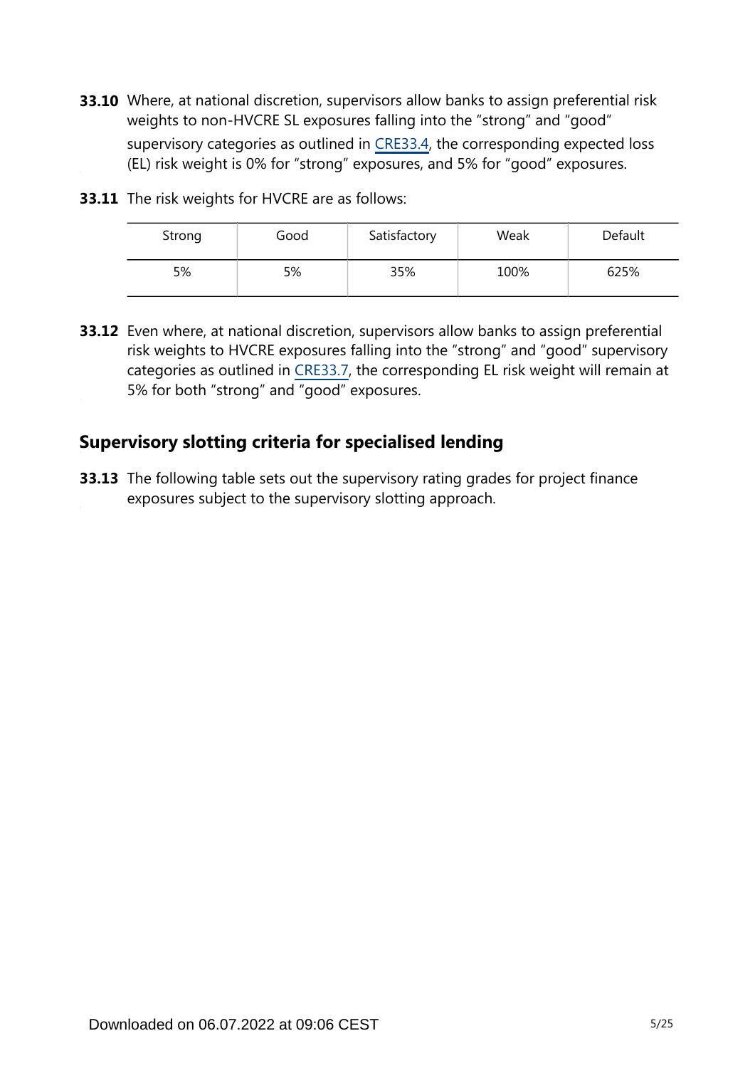**33.10** Where, at national discretion, supervisors allow banks to assign preferential risk weights to non-HVCRE SL exposures falling into the "strong" and "good" supervisory categories as outlined in CRE33.4, the corresponding expected loss (EL) risk weight is 0% for "strong" exposures, and 5% for "good" exposures.

**33.11** The risk weights for HVCRE are as follows:

| Strong | Good | Satisfactory | Weak | Default |
|---|---|---|---|---|
| 5% | 5% | 35% | 100% | 625% |

**33.12** Even where, at national discretion, supervisors allow banks to assign preferential risk weights to HVCRE exposures falling into the "strong" and "good" supervisory categories as outlined in CRE33.7, the corresponding EL risk weight will remain at 5% for both "strong" and "good" exposures.

## Supervisory slotting criteria for specialised lending

**33.13** The following table sets out the supervisory rating grades for project finance exposures subject to the supervisory slotting approach.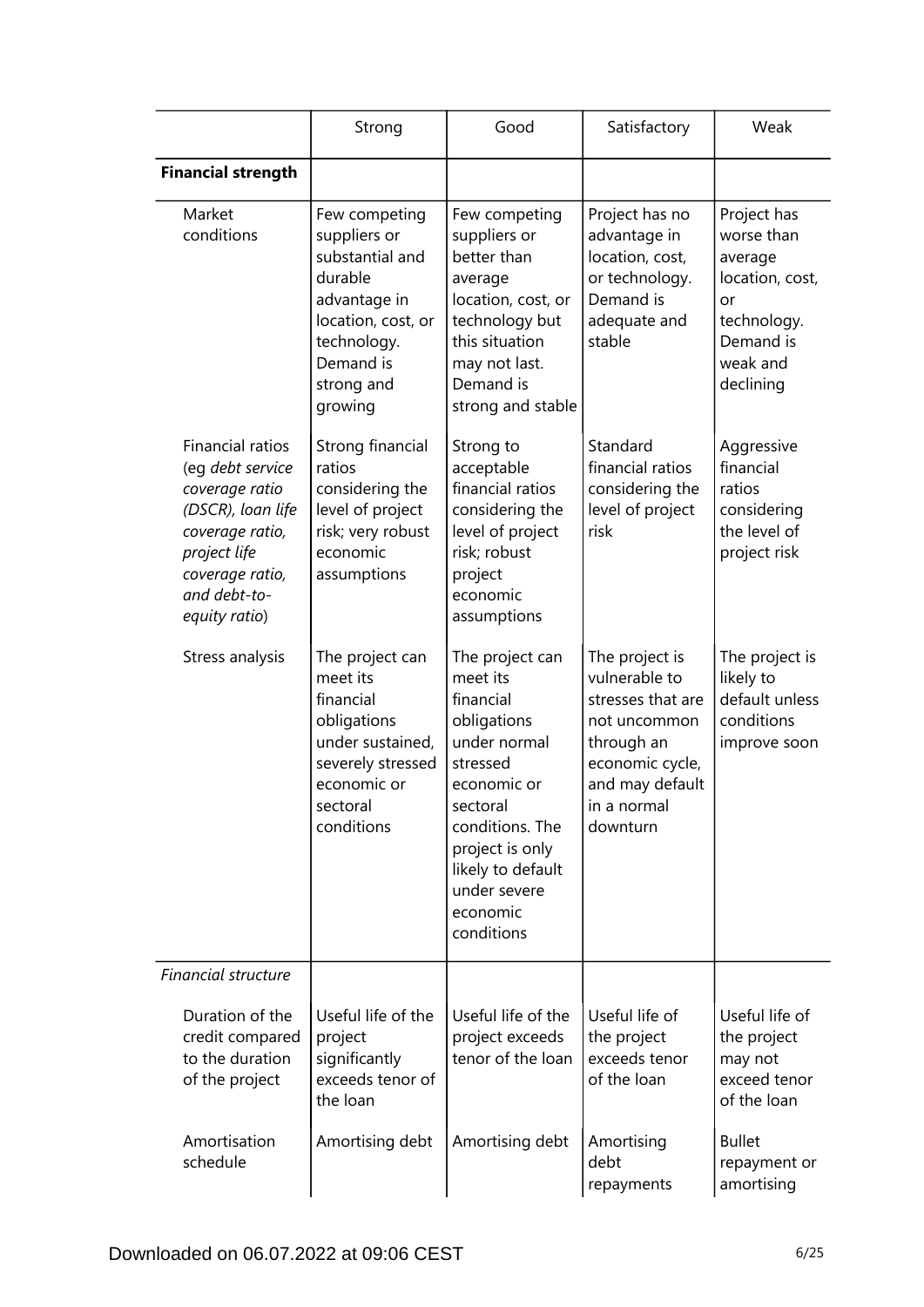| | Strong | Good | Satisfactory | Weak |
|---|---|---|---|---|
| **Financial strength** | | | | |
| Market conditions | Few competing suppliers or substantial and durable advantage in location, cost, or technology. Demand is strong and growing | Few competing suppliers or better than average location, cost, or technology but this situation may not last. Demand is strong and stable | Project has no advantage in location, cost, or technology. Demand is adequate and stable | Project has worse than average location, cost, or technology. Demand is weak and declining |
| Financial ratios (eg *debt service coverage ratio (DSCR), loan life coverage ratio, project life coverage ratio, and debt-to-equity ratio*) | Strong financial ratios considering the level of project risk; very robust economic assumptions | Strong to acceptable financial ratios considering the level of project risk; robust project economic assumptions | Standard financial ratios considering the level of project risk | Aggressive financial ratios considering the level of project risk |
| Stress analysis | The project can meet its financial obligations under sustained, severely stressed economic or sectoral conditions | The project can meet its financial obligations under normal stressed economic or sectoral conditions. The project is only likely to default under severe economic conditions | The project is vulnerable to stresses that are not uncommon through an economic cycle, and may default in a normal downturn | The project is likely to default unless conditions improve soon |
| *Financial structure* | | | | |
| Duration of the credit compared to the duration of the project | Useful life of the project significantly exceeds tenor of the loan | Useful life of the project exceeds tenor of the loan | Useful life of the project exceeds tenor of the loan | Useful life of the project may not exceed tenor of the loan |
| Amortisation schedule | Amortising debt | Amortising debt | Amortising debt repayments | Bullet repayment or amortising |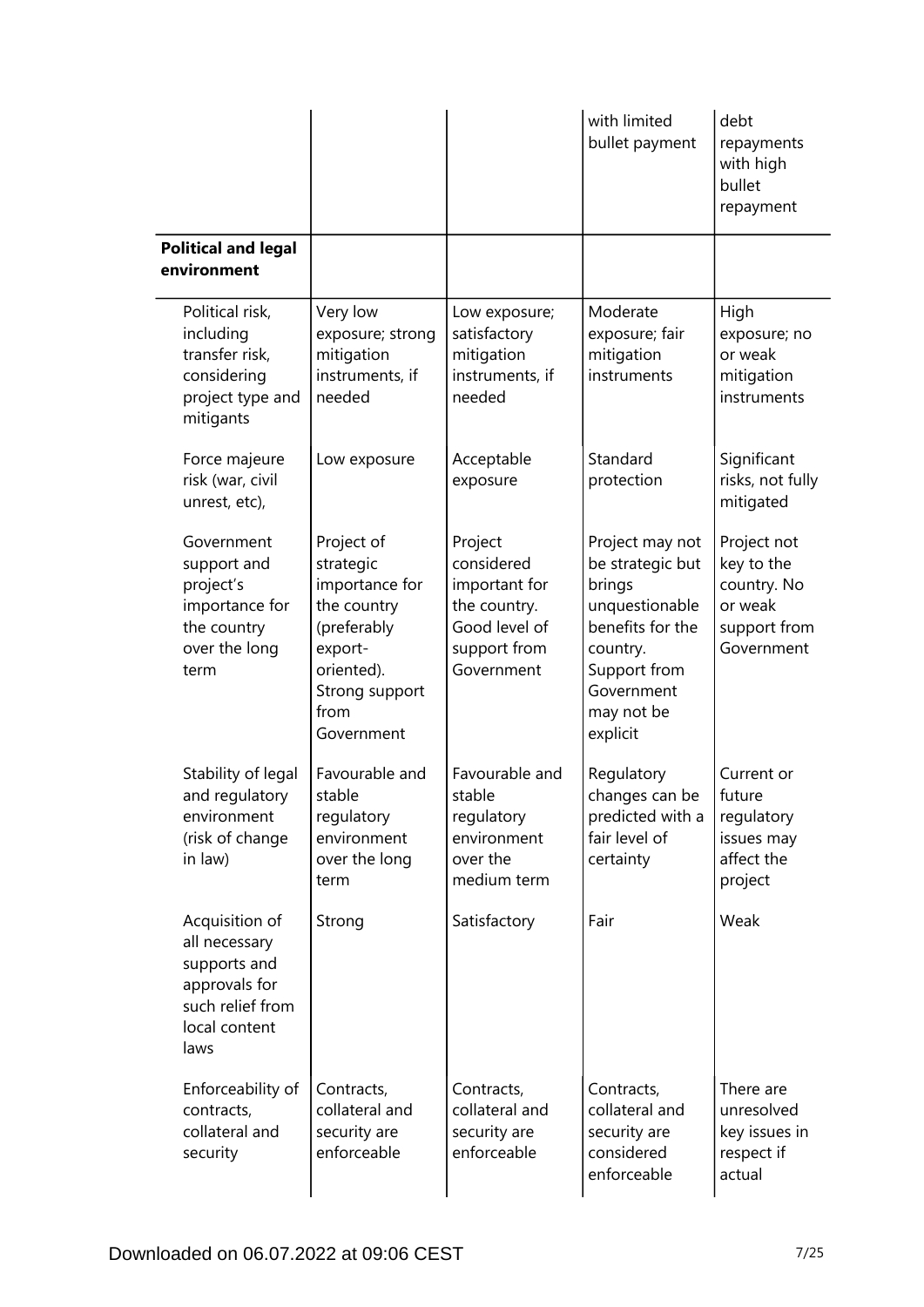| | | | | |
|---|---|---|---|---|
| | | | with limited bullet payment | debt repayments with high bullet repayment |
| **Political and legal environment** | | | | |
| Political risk, including transfer risk, considering project type and mitigants | Very low exposure; strong mitigation instruments, if needed | Low exposure; satisfactory mitigation instruments, if needed | Moderate exposure; fair mitigation instruments | High exposure; no or weak mitigation instruments |
| Force majeure risk (war, civil unrest, etc), | Low exposure | Acceptable exposure | Standard protection | Significant risks, not fully mitigated |
| Government support and project's importance for the country over the long term | Project of strategic importance for the country (preferably export-oriented). Strong support from Government | Project considered important for the country. Good level of support from Government | Project may not be strategic but brings unquestionable benefits for the country. Support from Government may not be explicit | Project not key to the country. No or weak support from Government |
| Stability of legal and regulatory environment (risk of change in law) | Favourable and stable regulatory environment over the long term | Favourable and stable regulatory environment over the medium term | Regulatory changes can be predicted with a fair level of certainty | Current or future regulatory issues may affect the project |
| Acquisition of all necessary supports and approvals for such relief from local content laws | Strong | Satisfactory | Fair | Weak |
| Enforceability of contracts, collateral and security | Contracts, collateral and security are enforceable | Contracts, collateral and security are enforceable | Contracts, collateral and security are considered enforceable | There are unresolved key issues in respect if actual |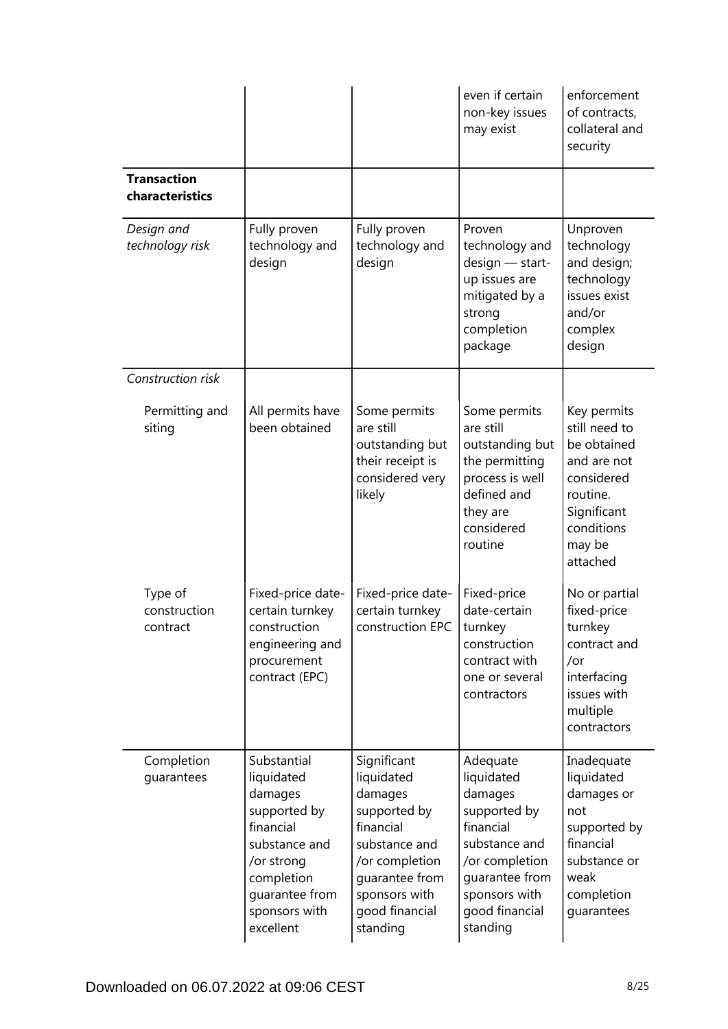| | | | | |
|---|---|---|---|---|
| | | | even if certain non-key issues may exist | enforcement of contracts, collateral and security |
| **Transaction characteristics** | | | | |
| *Design and technology risk* | Fully proven technology and design | Fully proven technology and design | Proven technology and design — start-up issues are mitigated by a strong completion package | Unproven technology and design; technology issues exist and/or complex design |
| *Construction risk* | | | | |
| Permitting and siting | All permits have been obtained | Some permits are still outstanding but their receipt is considered very likely | Some permits are still outstanding but the permitting process is well defined and they are considered routine | Key permits still need to be obtained and are not considered routine. Significant conditions may be attached |
| Type of construction contract | Fixed-price date-certain turnkey construction engineering and procurement contract (EPC) | Fixed-price date-certain turnkey construction EPC | Fixed-price date-certain turnkey construction contract with one or several contractors | No or partial fixed-price turnkey contract and /or interfacing issues with multiple contractors |
| Completion guarantees | Substantial liquidated damages supported by financial substance and /or strong completion guarantee from sponsors with excellent | Significant liquidated damages supported by financial substance and /or completion guarantee from sponsors with good financial standing | Adequate liquidated damages supported by financial substance and /or completion guarantee from sponsors with good financial standing | Inadequate liquidated damages or not supported by financial substance or weak completion guarantees |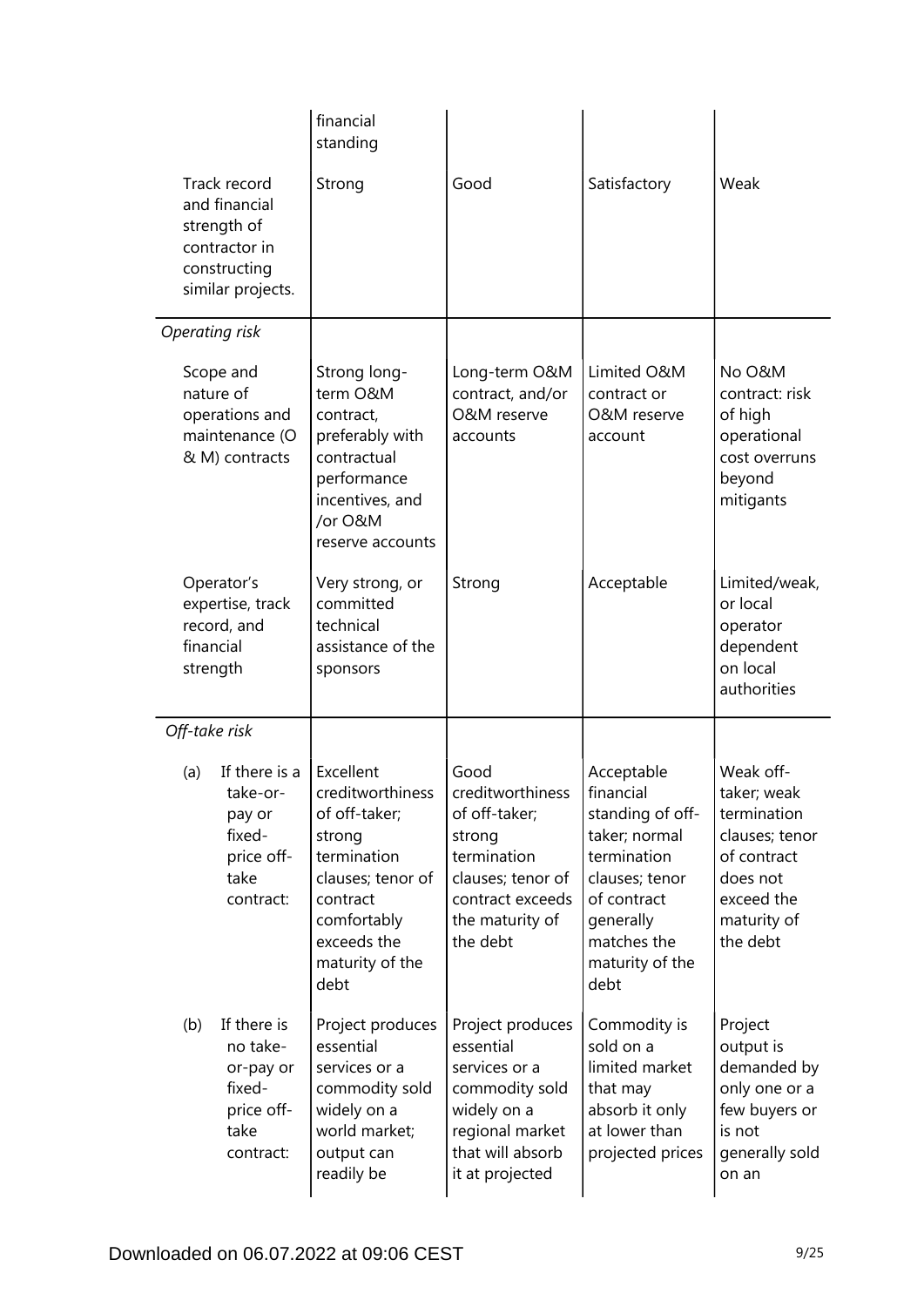| | | | | |
|---|---|---|---|---|
| | financial standing | | | |
| Track record and financial strength of contractor in constructing similar projects. | Strong | Good | Satisfactory | Weak |
| *Operating risk* | | | | |
| Scope and nature of operations and maintenance (O & M) contracts | Strong long-term O&M contract, preferably with contractual performance incentives, and /or O&M reserve accounts | Long-term O&M contract, and/or O&M reserve accounts | Limited O&M contract or O&M reserve account | No O&M contract: risk of high operational cost overruns beyond mitigants |
| Operator's expertise, track record, and financial strength | Very strong, or committed technical assistance of the sponsors | Strong | Acceptable | Limited/weak, or local operator dependent on local authorities |
| *Off-take risk* | | | | |
| (a) If there is a take-or-pay or fixed-price off-take contract: | Excellent creditworthiness of off-taker; strong termination clauses; tenor of contract comfortably exceeds the maturity of the debt | Good creditworthiness of off-taker; strong termination clauses; tenor of contract exceeds the maturity of the debt | Acceptable financial standing of off-taker; normal termination clauses; tenor of contract generally matches the maturity of the debt | Weak off-taker; weak termination clauses; tenor of contract does not exceed the maturity of the debt |
| (b) If there is no take-or-pay or fixed-price off-take contract: | Project produces essential services or a commodity sold widely on a world market; output can readily be | Project produces essential services or a commodity sold widely on a regional market that will absorb it at projected | Commodity is sold on a limited market that may absorb it only at lower than projected prices | Project output is demanded by only one or a few buyers or is not generally sold on an |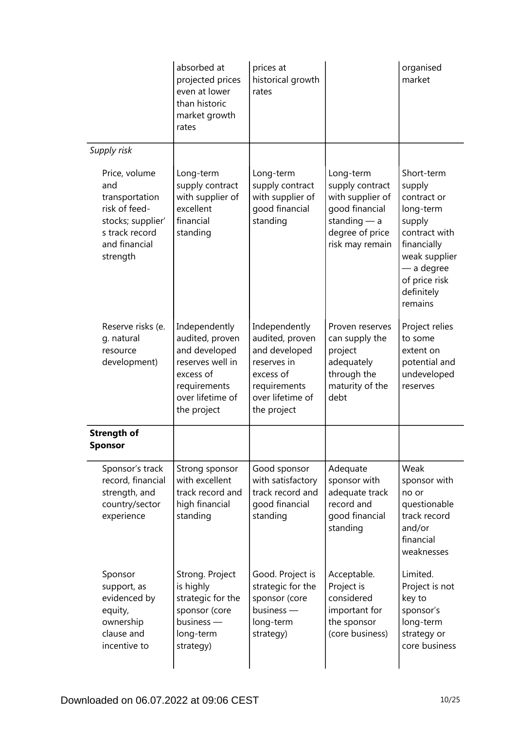| | | | | |
|---|---|---|---|---|
| | absorbed at projected prices even at lower than historic market growth rates | prices at historical growth rates | | organised market |
| *Supply risk* | | | | |
| Price, volume and transportation risk of feed-stocks; supplier's track record and financial strength | Long-term supply contract with supplier of excellent financial standing | Long-term supply contract with supplier of good financial standing | Long-term supply contract with supplier of good financial standing — a degree of price risk may remain | Short-term supply contract or long-term supply contract with financially weak supplier — a degree of price risk definitely remains |
| Reserve risks (e. g. natural resource development) | Independently audited, proven and developed reserves well in excess of requirements over lifetime of the project | Independently audited, proven and developed reserves in excess of requirements over lifetime of the project | Proven reserves can supply the project adequately through the maturity of the debt | Project relies to some extent on potential and undeveloped reserves |
| **Strength of Sponsor** | | | | |
| Sponsor's track record, financial strength, and country/sector experience | Strong sponsor with excellent track record and high financial standing | Good sponsor with satisfactory track record and good financial standing | Adequate sponsor with adequate track record and good financial standing | Weak sponsor with no or questionable track record and/or financial weaknesses |
| Sponsor support, as evidenced by equity, ownership clause and incentive to | Strong. Project is highly strategic for the sponsor (core business — long-term strategy) | Good. Project is strategic for the sponsor (core business — long-term strategy) | Acceptable. Project is considered important for the sponsor (core business) | Limited. Project is not key to sponsor's long-term strategy or core business |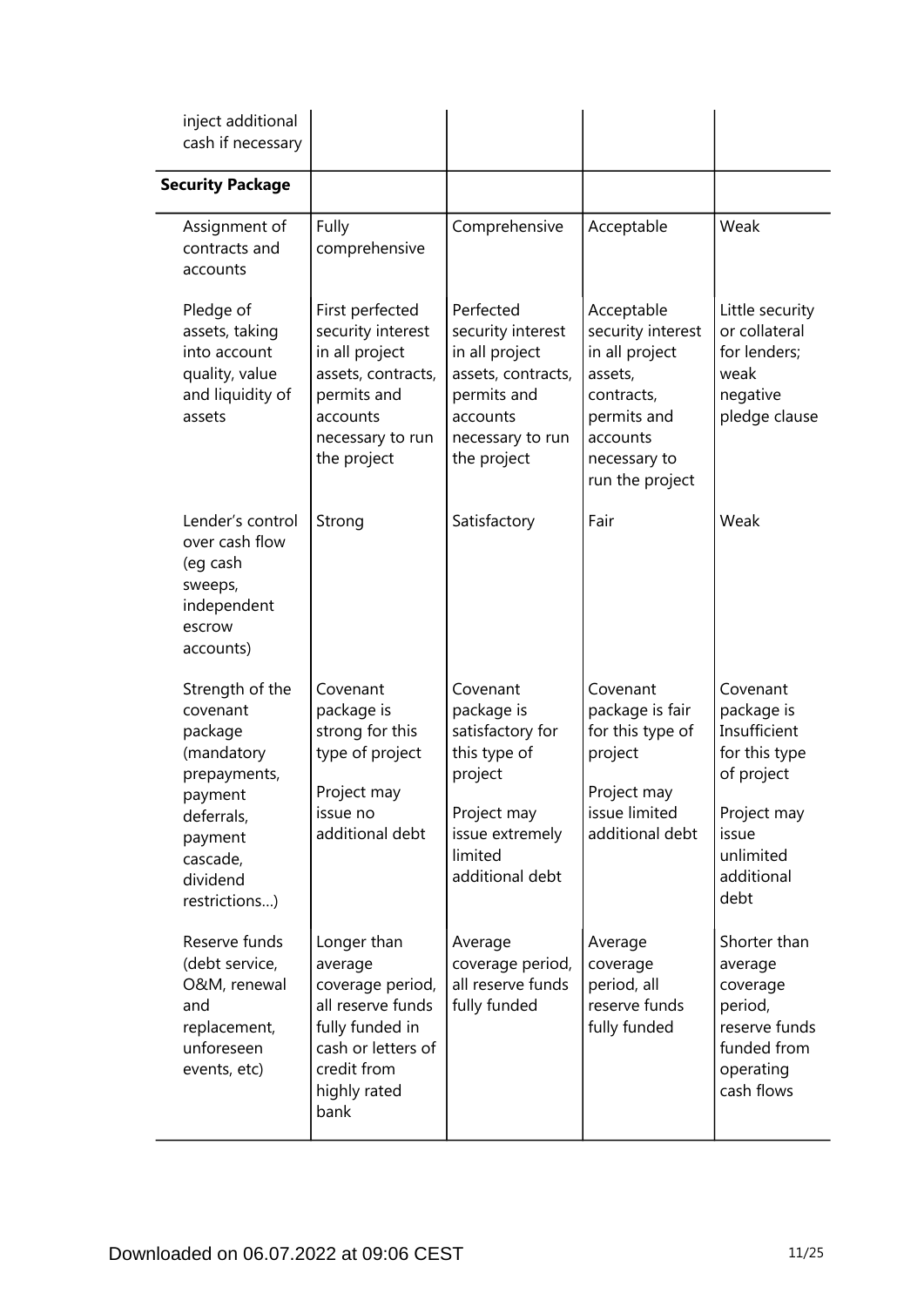| | | | | |
|---|---|---|---|---|
| inject additional cash if necessary | | | | |
| **Security Package** | | | | |
| Assignment of contracts and accounts | Fully comprehensive | Comprehensive | Acceptable | Weak |
| Pledge of assets, taking into account quality, value and liquidity of assets | First perfected security interest in all project assets, contracts, permits and accounts necessary to run the project | Perfected security interest in all project assets, contracts, permits and accounts necessary to run the project | Acceptable security interest in all project assets, contracts, permits and accounts necessary to run the project | Little security or collateral for lenders; weak negative pledge clause |
| Lender's control over cash flow (eg cash sweeps, independent escrow accounts) | Strong | Satisfactory | Fair | Weak |
| Strength of the covenant package (mandatory prepayments, payment deferrals, payment cascade, dividend restrictions…) | Covenant package is strong for this type of project<br><br>Project may issue no additional debt | Covenant package is satisfactory for this type of project<br><br>Project may issue extremely limited additional debt | Covenant package is fair for this type of project<br><br>Project may issue limited additional debt | Covenant package is Insufficient for this type of project<br><br>Project may issue unlimited additional debt |
| Reserve funds (debt service, O&M, renewal and replacement, unforeseen events, etc) | Longer than average coverage period, all reserve funds fully funded in cash or letters of credit from highly rated bank | Average coverage period, all reserve funds fully funded | Average coverage period, all reserve funds fully funded | Shorter than average coverage period, reserve funds funded from operating cash flows |

Downloaded on 06.07.2022 at 09:06 CEST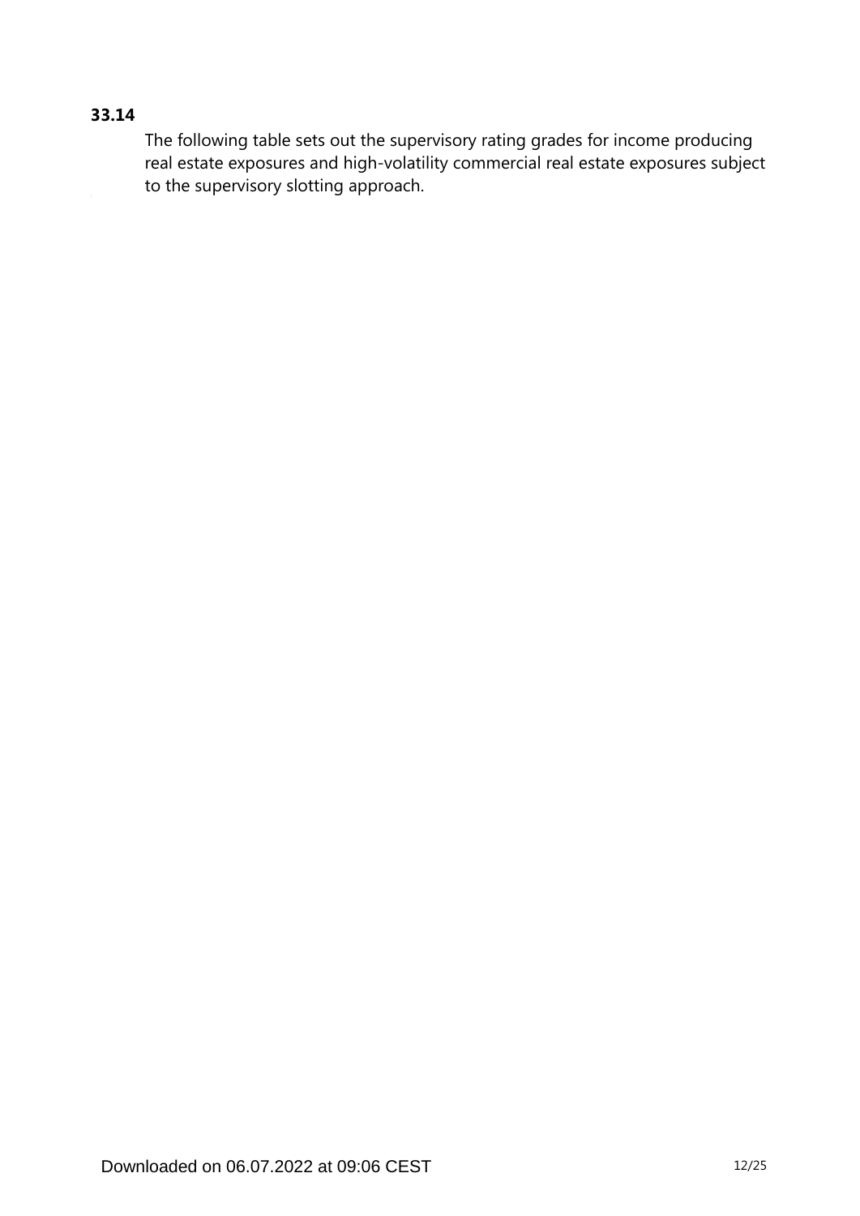**33.14**

The following table sets out the supervisory rating grades for income producing real estate exposures and high-volatility commercial real estate exposures subject to the supervisory slotting approach.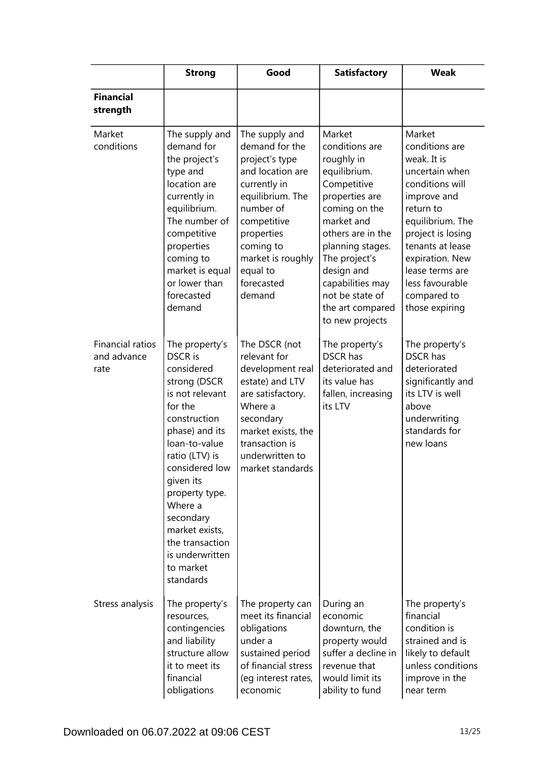| | **Strong** | **Good** | **Satisfactory** | **Weak** |
|---|---|---|---|---|
| **Financial strength** | | | | |
| Market conditions | The supply and demand for the project's type and location are currently in equilibrium. The number of competitive properties coming to market is equal or lower than forecasted demand | The supply and demand for the project's type and location are currently in equilibrium. The number of competitive properties coming to market is roughly equal to forecasted demand | Market conditions are roughly in equilibrium. Competitive properties are coming on the market and others are in the planning stages. The project's design and capabilities may not be state of the art compared to new projects | Market conditions are weak. It is uncertain when conditions will improve and return to equilibrium. The project is losing tenants at lease expiration. New lease terms are less favourable compared to those expiring |
| Financial ratios and advance rate | The property's DSCR is considered strong (DSCR is not relevant for the construction phase) and its loan-to-value ratio (LTV) is considered low given its property type. Where a secondary market exists, the transaction is underwritten to market standards | The DSCR (not relevant for development real estate) and LTV are satisfactory. Where a secondary market exists, the transaction is underwritten to market standards | The property's DSCR has deteriorated and its value has fallen, increasing its LTV | The property's DSCR has deteriorated significantly and its LTV is well above underwriting standards for new loans |
| Stress analysis | The property's resources, contingencies and liability structure allow it to meet its financial obligations | The property can meet its financial obligations under a sustained period of financial stress (eg interest rates, economic | During an economic downturn, the property would suffer a decline in revenue that would limit its ability to fund | The property's financial condition is strained and is likely to default unless conditions improve in the near term |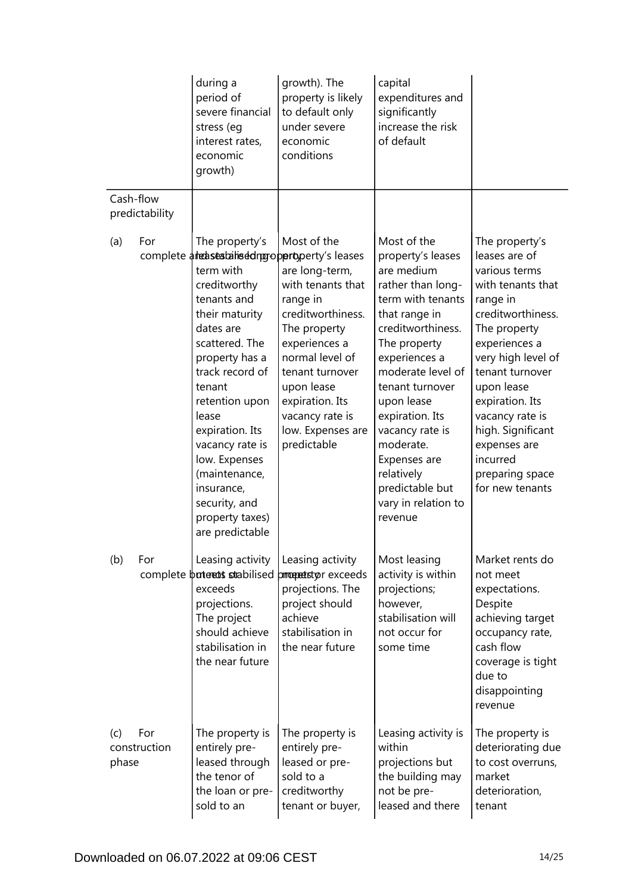| | | | | |
|---|---|---|---|---|
| | during a period of severe financial stress (eg interest rates, economic growth) | growth). The property is likely to default only under severe economic conditions | capital expenditures and significantly increase the risk of default | |
| Cash-flow predictability | | | | |
| (a) For complete and stabilised property | The property's leases are long-term with creditworthy tenants and their maturity dates are scattered. The property has a track record of tenant retention upon lease expiration. Its vacancy rate is low. Expenses (maintenance, insurance, security, and property taxes) are predictable | Most of the property's leases are long-term, with tenants that range in creditworthiness. The property experiences a normal level of tenant turnover upon lease expiration. Its vacancy rate is low. Expenses are predictable | Most of the property's leases are medium rather than long-term with tenants that range in creditworthiness. The property experiences a moderate level of tenant turnover upon lease expiration. Its vacancy rate is moderate. Expenses are relatively predictable but vary in relation to revenue | The property's leases are of various terms with tenants that range in creditworthiness. The property experiences a very high level of tenant turnover upon lease expiration. Its vacancy rate is high. Significant expenses are incurred preparing space for new tenants |
| (b) For complete but not stabilised property | Leasing activity meets or exceeds projections. The project should achieve stabilisation in the near future | Leasing activity meets or exceeds projections. The project should achieve stabilisation in the near future | Most leasing activity is within projections; however, stabilisation will not occur for some time | Market rents do not meet expectations. Despite achieving target occupancy rate, cash flow coverage is tight due to disappointing revenue |
| (c) For construction phase | The property is entirely pre-leased through the tenor of the loan or pre-sold to an | The property is entirely pre-leased or pre-sold to a creditworthy tenant or buyer, | Leasing activity is within projections but the building may not be pre-leased and there | The property is deteriorating due to cost overruns, market deterioration, tenant |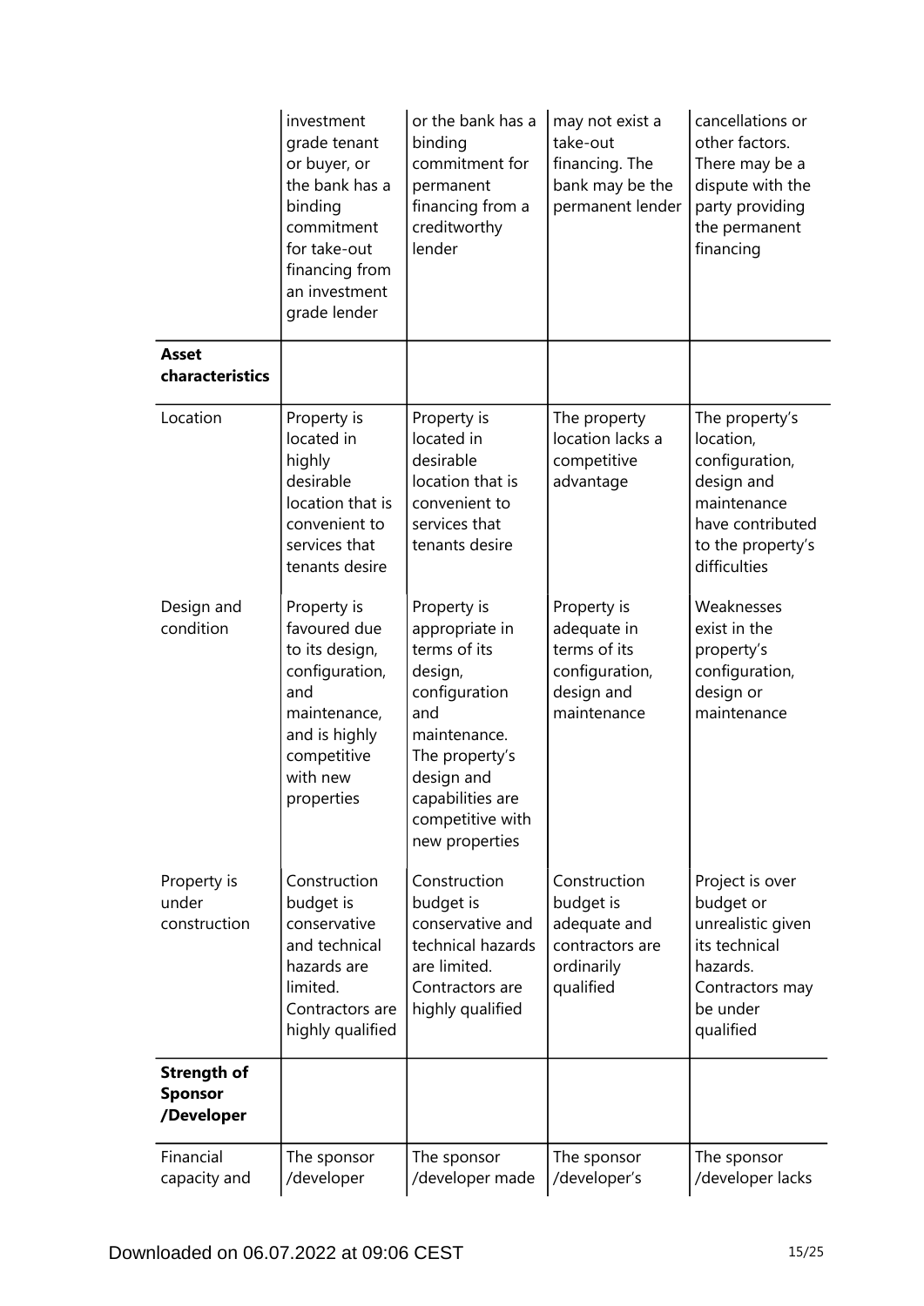| | | | | |
|---|---|---|---|---|
| | investment grade tenant or buyer, or the bank has a binding commitment for take-out financing from an investment grade lender | or the bank has a binding commitment for permanent financing from a creditworthy lender | may not exist a take-out financing. The bank may be the permanent lender | cancellations or other factors. There may be a dispute with the party providing the permanent financing |
| **Asset characteristics** | | | | |
| Location | Property is located in highly desirable location that is convenient to services that tenants desire | Property is located in desirable location that is convenient to services that tenants desire | The property location lacks a competitive advantage | The property's location, configuration, design and maintenance have contributed to the property's difficulties |
| Design and condition | Property is favoured due to its design, configuration, and maintenance, and is highly competitive with new properties | Property is appropriate in terms of its design, configuration and maintenance. The property's design and capabilities are competitive with new properties | Property is adequate in terms of its configuration, design and maintenance | Weaknesses exist in the property's configuration, design or maintenance |
| Property is under construction | Construction budget is conservative and technical hazards are limited. Contractors are highly qualified | Construction budget is conservative and technical hazards are limited. Contractors are highly qualified | Construction budget is adequate and contractors are ordinarily qualified | Project is over budget or unrealistic given its technical hazards. Contractors may be under qualified |
| **Strength of Sponsor /Developer** | | | | |
| Financial capacity and | The sponsor /developer | The sponsor /developer made | The sponsor /developer's | The sponsor /developer lacks |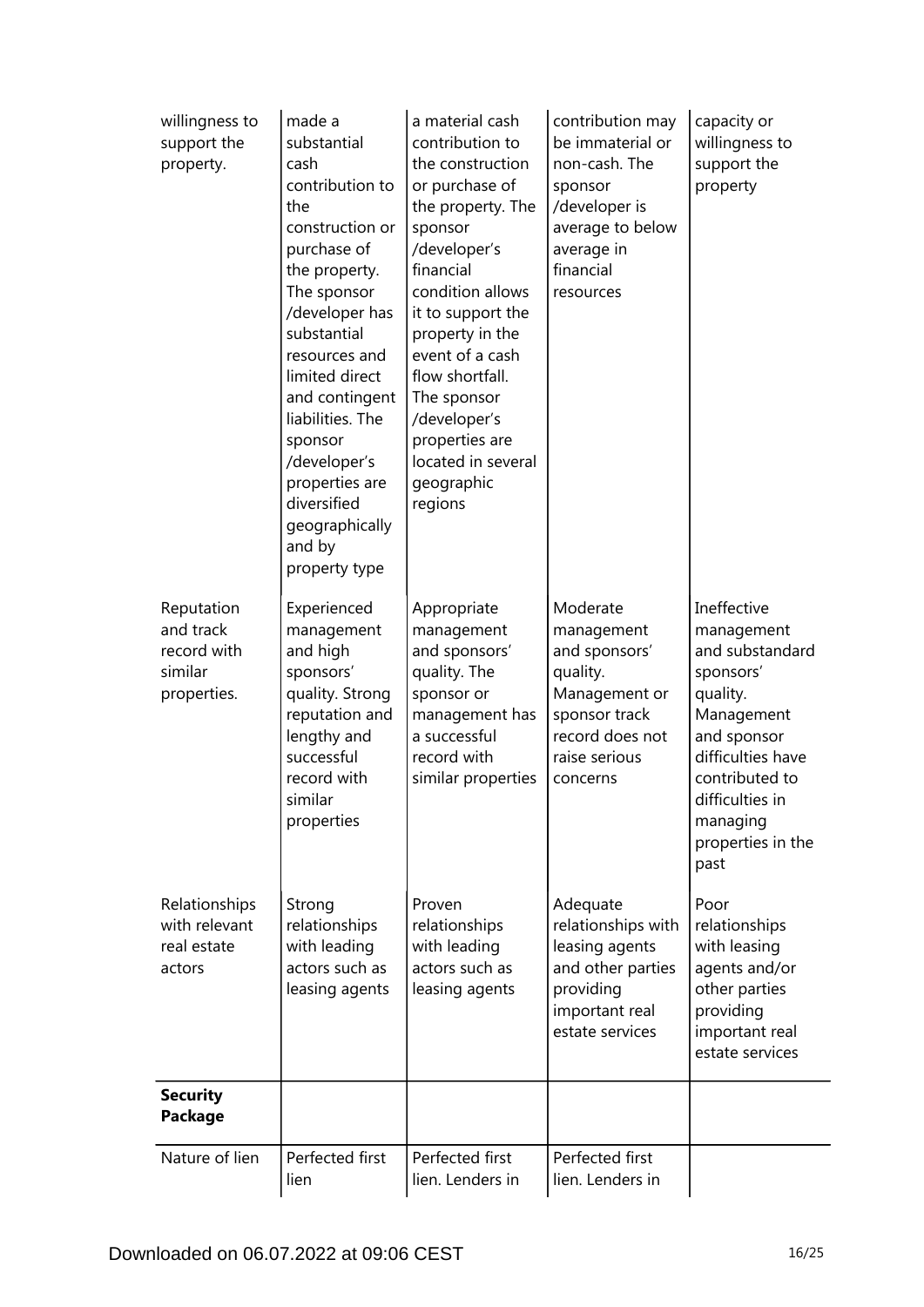| | | | | |
|---|---|---|---|---|
| willingness to support the property. | made a substantial cash contribution to the construction or purchase of the property. The sponsor /developer has substantial resources and limited direct and contingent liabilities. The sponsor /developer's properties are diversified geographically and by property type | a material cash contribution to the construction or purchase of the property. The sponsor /developer's financial condition allows it to support the property in the event of a cash flow shortfall. The sponsor /developer's properties are located in several geographic regions | contribution may be immaterial or non-cash. The sponsor /developer is average to below average in financial resources | capacity or willingness to support the property |
| Reputation and track record with similar properties. | Experienced management and high sponsors' quality. Strong reputation and lengthy and successful record with similar properties | Appropriate management and sponsors' quality. The sponsor or management has a successful record with similar properties | Moderate management and sponsors' quality. Management or sponsor track record does not raise serious concerns | Ineffective management and substandard sponsors' quality. Management and sponsor difficulties have contributed to difficulties in managing properties in the past |
| Relationships with relevant real estate actors | Strong relationships with leading actors such as leasing agents | Proven relationships with leading actors such as leasing agents | Adequate relationships with leasing agents and other parties providing important real estate services | Poor relationships with leasing agents and/or other parties providing important real estate services |
| **Security Package** | | | | |
| Nature of lien | Perfected first lien | Perfected first lien. Lenders in | Perfected first lien. Lenders in | |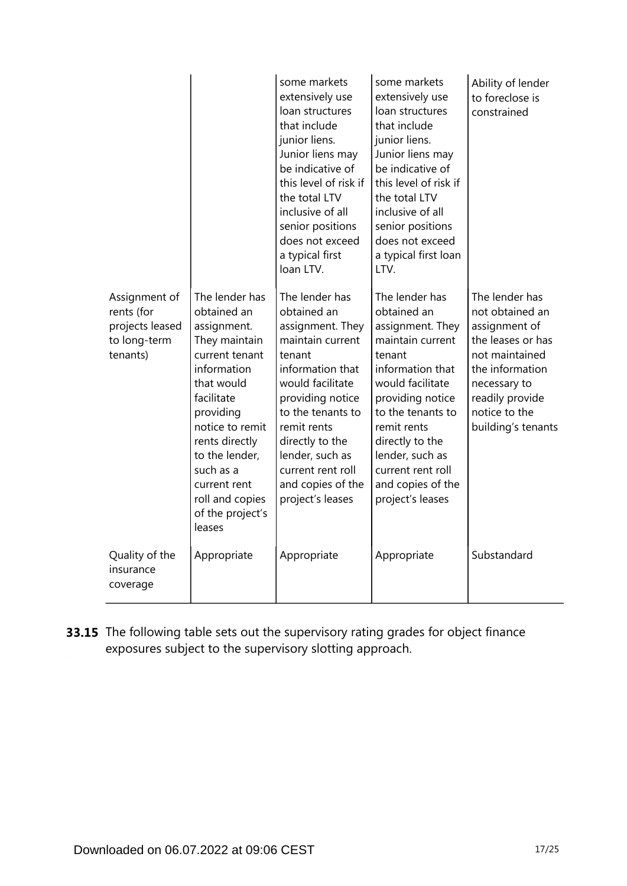| | | | | |
|---|---|---|---|---|
| | | some markets extensively use loan structures that include junior liens. Junior liens may be indicative of this level of risk if the total LTV inclusive of all senior positions does not exceed a typical first loan LTV. | some markets extensively use loan structures that include junior liens. Junior liens may be indicative of this level of risk if the total LTV inclusive of all senior positions does not exceed a typical first loan LTV. | Ability of lender to foreclose is constrained |
| Assignment of rents (for projects leased to long-term tenants) | The lender has obtained an assignment. They maintain current tenant information that would facilitate providing notice to remit rents directly to the lender, such as a current rent roll and copies of the project's leases | The lender has obtained an assignment. They maintain current tenant information that would facilitate providing notice to the tenants to remit rents directly to the lender, such as current rent roll and copies of the project's leases | The lender has obtained an assignment. They maintain current tenant information that would facilitate providing notice to the tenants to remit rents directly to the lender, such as current rent roll and copies of the project's leases | The lender has not obtained an assignment of the leases or has not maintained the information necessary to readily provide notice to the building's tenants |
| Quality of the insurance coverage | Appropriate | Appropriate | Appropriate | Substandard |

**33.15** The following table sets out the supervisory rating grades for object finance exposures subject to the supervisory slotting approach.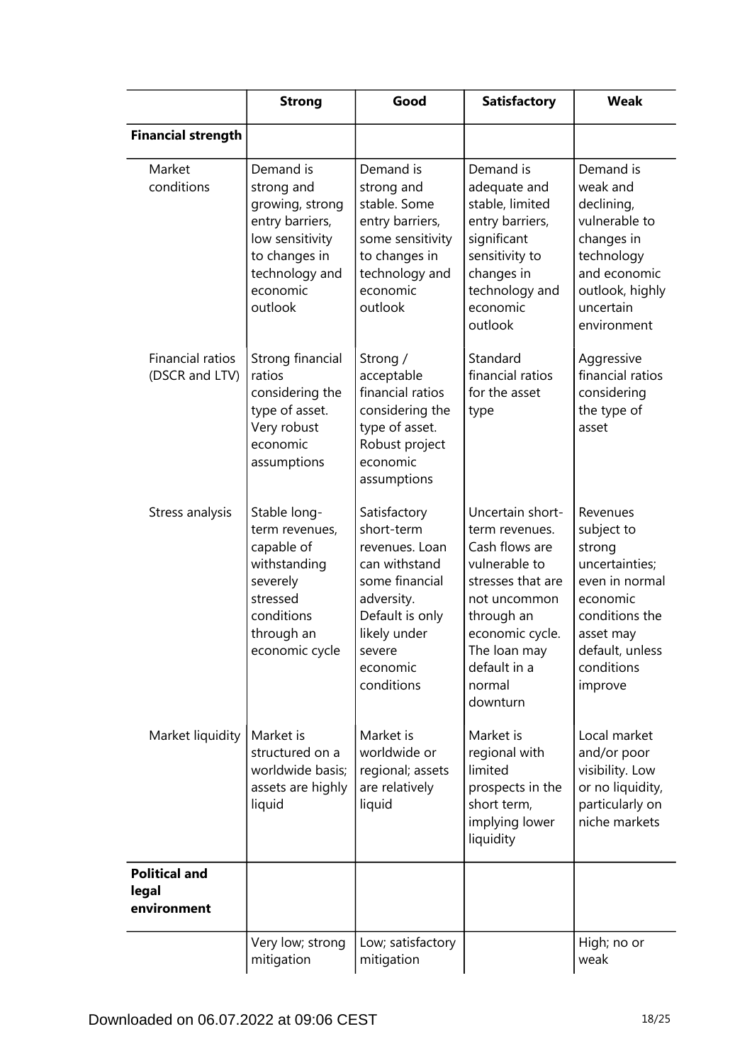| | Strong | Good | Satisfactory | Weak |
|---|---|---|---|---|
| **Financial strength** | | | | |
| Market conditions | Demand is strong and growing, strong entry barriers, low sensitivity to changes in technology and economic outlook | Demand is strong and stable. Some entry barriers, some sensitivity to changes in technology and economic outlook | Demand is adequate and stable, limited entry barriers, significant sensitivity to changes in technology and economic outlook | Demand is weak and declining, vulnerable to changes in technology and economic outlook, highly uncertain environment |
| Financial ratios (DSCR and LTV) | Strong financial ratios considering the type of asset. Very robust economic assumptions | Strong / acceptable financial ratios considering the type of asset. Robust project economic assumptions | Standard financial ratios for the asset type | Aggressive financial ratios considering the type of asset |
| Stress analysis | Stable long-term revenues, capable of withstanding severely stressed conditions through an economic cycle | Satisfactory short-term revenues. Loan can withstand some financial adversity. Default is only likely under severe economic conditions | Uncertain short-term revenues. Cash flows are vulnerable to stresses that are not uncommon through an economic cycle. The loan may default in a normal downturn | Revenues subject to strong uncertainties; even in normal economic conditions the asset may default, unless conditions improve |
| Market liquidity | Market is structured on a worldwide basis; assets are highly liquid | Market is worldwide or regional; assets are relatively liquid | Market is regional with limited prospects in the short term, implying lower liquidity | Local market and/or poor visibility. Low or no liquidity, particularly on niche markets |
| **Political and legal environment** | | | | |
| | Very low; strong mitigation | Low; satisfactory mitigation | | High; no or weak |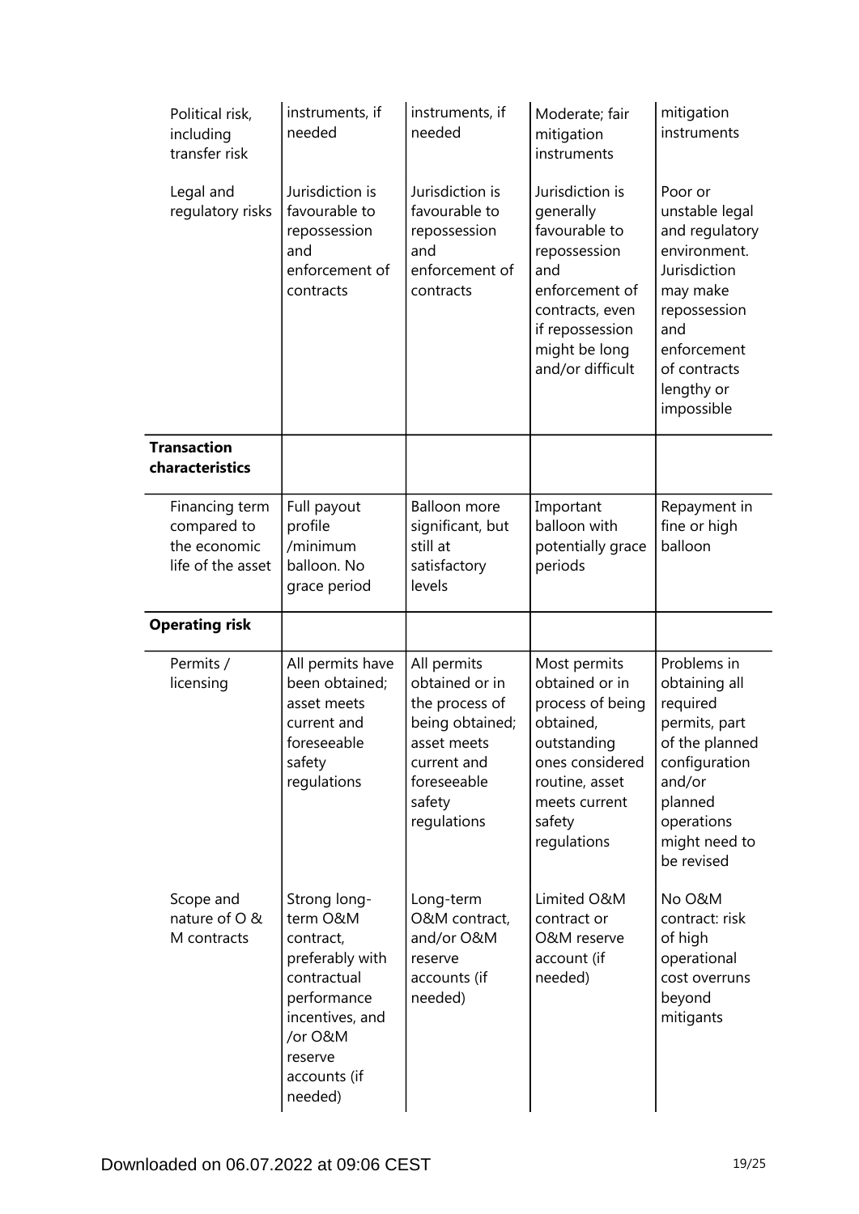| | | | | |
|---|---|---|---|---|
| Political risk, including transfer risk | instruments, if needed | instruments, if needed | Moderate; fair mitigation instruments | mitigation instruments |
| Legal and regulatory risks | Jurisdiction is favourable to repossession and enforcement of contracts | Jurisdiction is favourable to repossession and enforcement of contracts | Jurisdiction is generally favourable to repossession and enforcement of contracts, even if repossession might be long and/or difficult | Poor or unstable legal and regulatory environment. Jurisdiction may make repossession and enforcement of contracts lengthy or impossible |
| **Transaction characteristics** | | | | |
| Financing term compared to the economic life of the asset | Full payout profile /minimum balloon. No grace period | Balloon more significant, but still at satisfactory levels | Important balloon with potentially grace periods | Repayment in fine or high balloon |
| **Operating risk** | | | | |
| Permits / licensing | All permits have been obtained; asset meets current and foreseeable safety regulations | All permits obtained or in the process of being obtained; asset meets current and foreseeable safety regulations | Most permits obtained or in process of being obtained, outstanding ones considered routine, asset meets current safety regulations | Problems in obtaining all required permits, part of the planned configuration and/or planned operations might need to be revised |
| Scope and nature of O & M contracts | Strong long-term O&M contract, preferably with contractual performance incentives, and /or O&M reserve accounts (if needed) | Long-term O&M contract, and/or O&M reserve accounts (if needed) | Limited O&M contract or O&M reserve account (if needed) | No O&M contract: risk of high operational cost overruns beyond mitigants |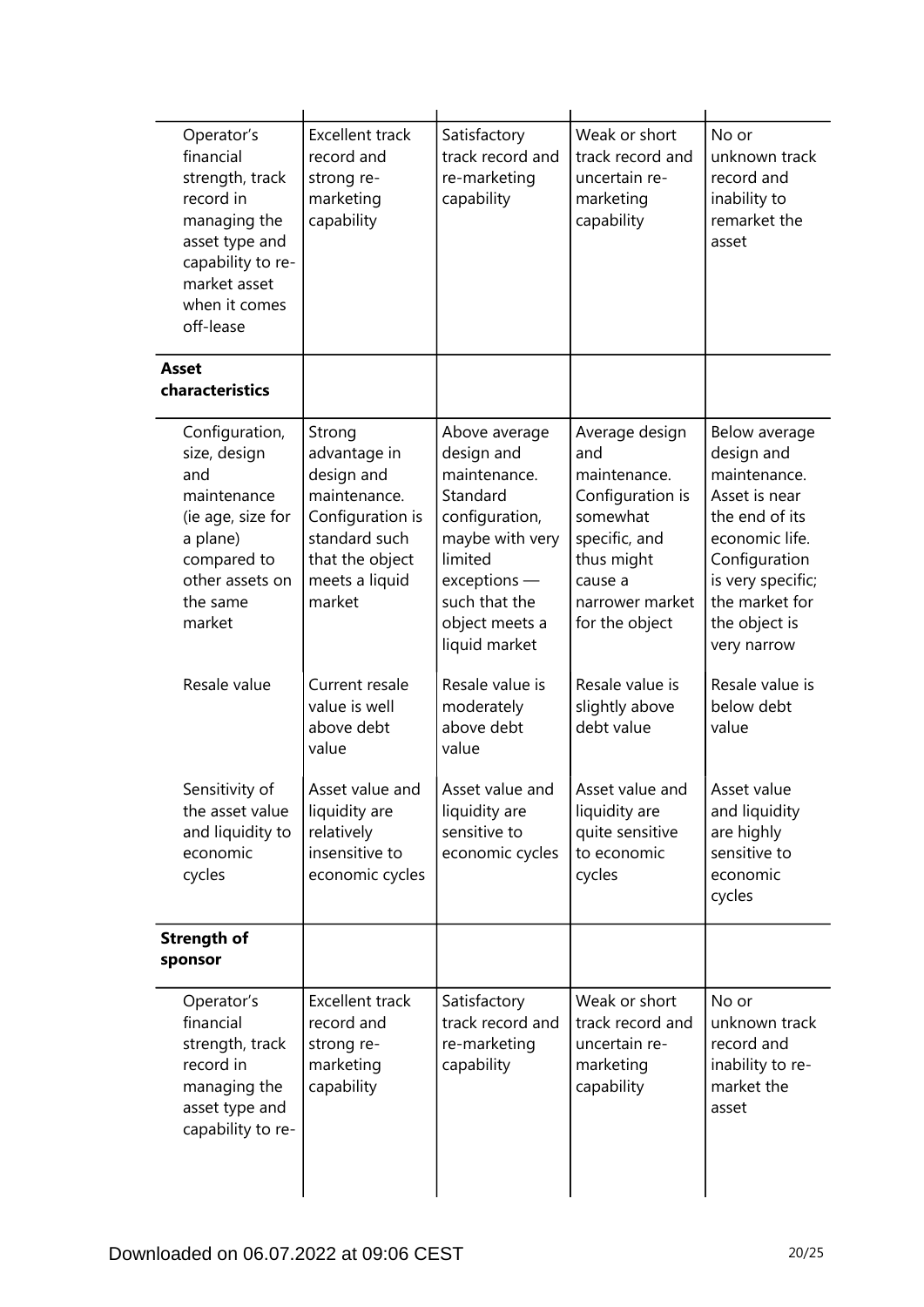| | | | | |
|---|---|---|---|---|
| Operator's financial strength, track record in managing the asset type and capability to re-market asset when it comes off-lease | Excellent track record and strong re-marketing capability | Satisfactory track record and re-marketing capability | Weak or short track record and uncertain re-marketing capability | No or unknown track record and inability to remarket the asset |
| **Asset characteristics** | | | | |
| Configuration, size, design and maintenance (ie age, size for a plane) compared to other assets on the same market | Strong advantage in design and maintenance. Configuration is standard such that the object meets a liquid market | Above average design and maintenance. Standard configuration, maybe with very limited exceptions — such that the object meets a liquid market | Average design and maintenance. Configuration is somewhat specific, and thus might cause a narrower market for the object | Below average design and maintenance. Asset is near the end of its economic life. Configuration is very specific; the market for the object is very narrow |
| Resale value | Current resale value is well above debt value | Resale value is moderately above debt value | Resale value is slightly above debt value | Resale value is below debt value |
| Sensitivity of the asset value and liquidity to economic cycles | Asset value and liquidity are relatively insensitive to economic cycles | Asset value and liquidity are sensitive to economic cycles | Asset value and liquidity are quite sensitive to economic cycles | Asset value and liquidity are highly sensitive to economic cycles |
| **Strength of sponsor** | | | | |
| Operator's financial strength, track record in managing the asset type and capability to re- | Excellent track record and strong re-marketing capability | Satisfactory track record and re-marketing capability | Weak or short track record and uncertain re-marketing capability | No or unknown track record and inability to re-market the asset |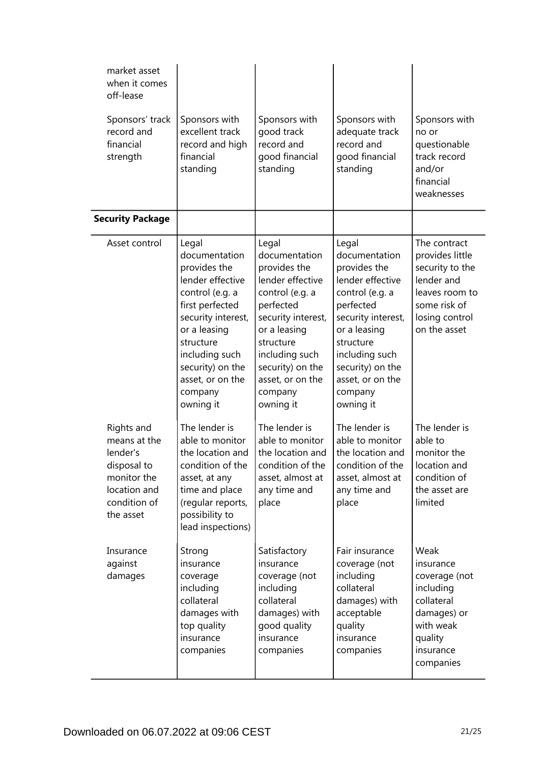| | | | | |
|---|---|---|---|---|
| market asset when it comes off-lease | | | | |
| Sponsors' track record and financial strength | Sponsors with excellent track record and high financial standing | Sponsors with good track record and good financial standing | Sponsors with adequate track record and good financial standing | Sponsors with no or questionable track record and/or financial weaknesses |
| **Security Package** | | | | |
| Asset control | Legal documentation provides the lender effective control (e.g. a first perfected security interest, or a leasing structure including such security) on the asset, or on the company owning it | Legal documentation provides the lender effective control (e.g. a perfected security interest, or a leasing structure including such security) on the asset, or on the company owning it | Legal documentation provides the lender effective control (e.g. a perfected security interest, or a leasing structure including such security) on the asset, or on the company owning it | The contract provides little security to the lender and leaves room to some risk of losing control on the asset |
| Rights and means at the lender's disposal to monitor the location and condition of the asset | The lender is able to monitor the location and condition of the asset, at any time and place (regular reports, possibility to lead inspections) | The lender is able to monitor the location and condition of the asset, almost at any time and place | The lender is able to monitor the location and condition of the asset, almost at any time and place | The lender is able to monitor the location and condition of the asset are limited |
| Insurance against damages | Strong insurance coverage including collateral damages with top quality insurance companies | Satisfactory insurance coverage (not including collateral damages) with good quality insurance companies | Fair insurance coverage (not including collateral damages) with acceptable quality insurance companies | Weak insurance coverage (not including collateral damages) or with weak quality insurance companies |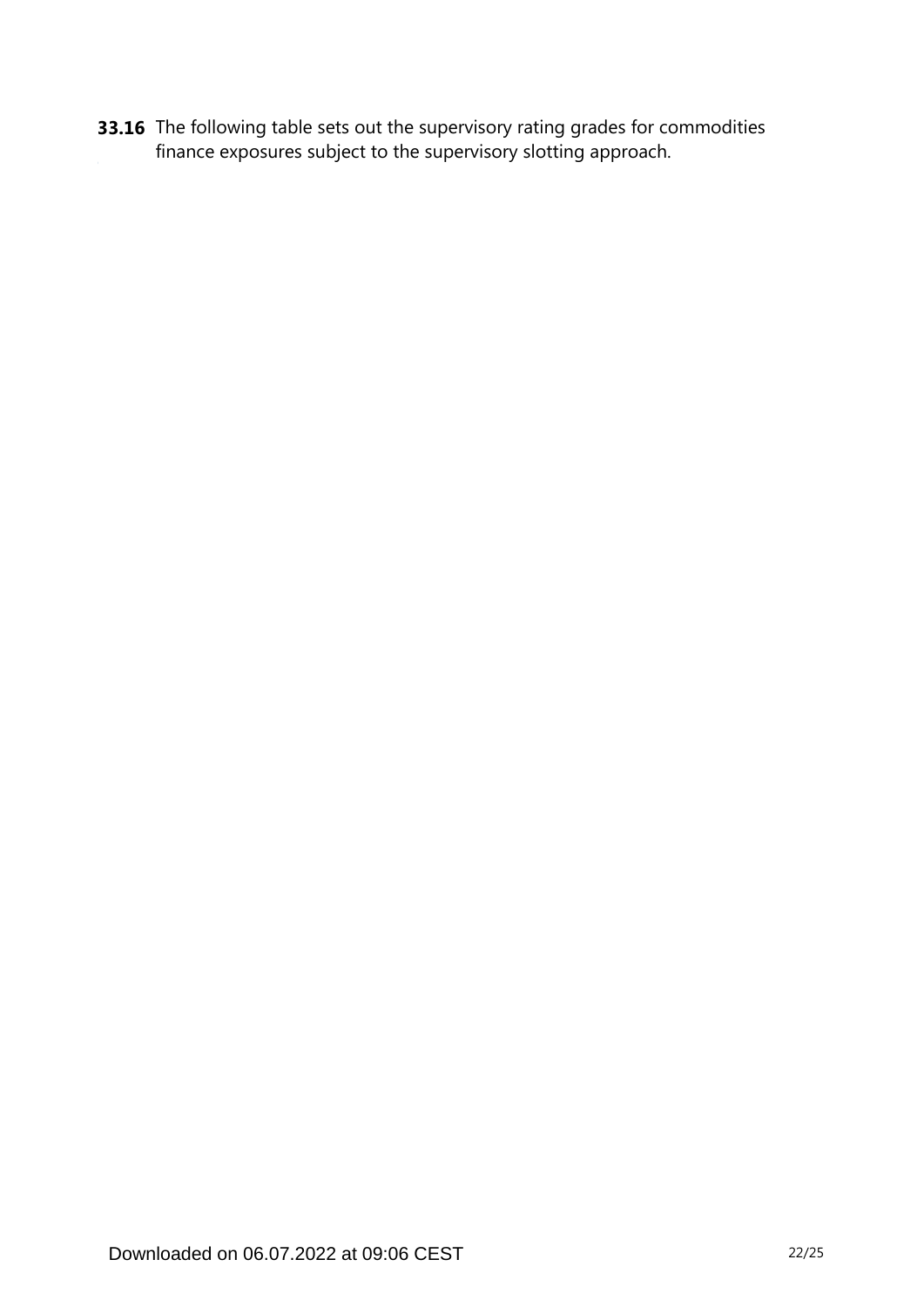**33.16** The following table sets out the supervisory rating grades for commodities finance exposures subject to the supervisory slotting approach.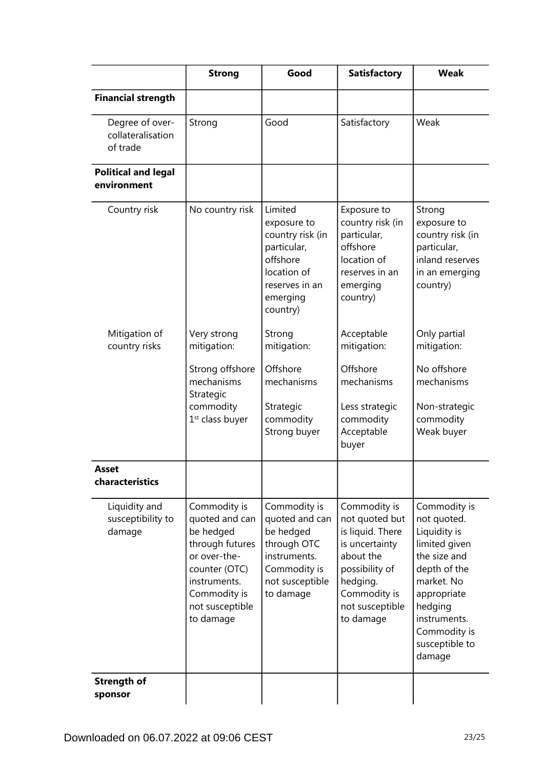| | **Strong** | **Good** | **Satisfactory** | **Weak** |
|---|---|---|---|---|
| **Financial strength** | | | | |
| Degree of over-collateralisation of trade | Strong | Good | Satisfactory | Weak |
| **Political and legal environment** | | | | |
| Country risk | No country risk | Limited exposure to country risk (in particular, offshore location of reserves in an emerging country) | Exposure to country risk (in particular, offshore location of reserves in an emerging country) | Strong exposure to country risk (in particular, inland reserves in an emerging country) |
| Mitigation of country risks | Very strong mitigation:<br><br>Strong offshore mechanisms<br>Strategic commodity<br>1st class buyer | Strong mitigation:<br><br>Offshore mechanisms<br><br>Strategic commodity<br>Strong buyer | Acceptable mitigation:<br><br>Offshore mechanisms<br><br>Less strategic commodity<br>Acceptable buyer | Only partial mitigation:<br><br>No offshore mechanisms<br><br>Non-strategic commodity<br>Weak buyer |
| **Asset characteristics** | | | | |
| Liquidity and susceptibility to damage | Commodity is quoted and can be hedged through futures or over-the-counter (OTC) instruments. Commodity is not susceptible to damage | Commodity is quoted and can be hedged through OTC instruments. Commodity is not susceptible to damage | Commodity is not quoted but is liquid. There is uncertainty about the possibility of hedging. Commodity is not susceptible to damage | Commodity is not quoted. Liquidity is limited given the size and depth of the market. No appropriate hedging instruments. Commodity is susceptible to damage |
| **Strength of sponsor** | | | | |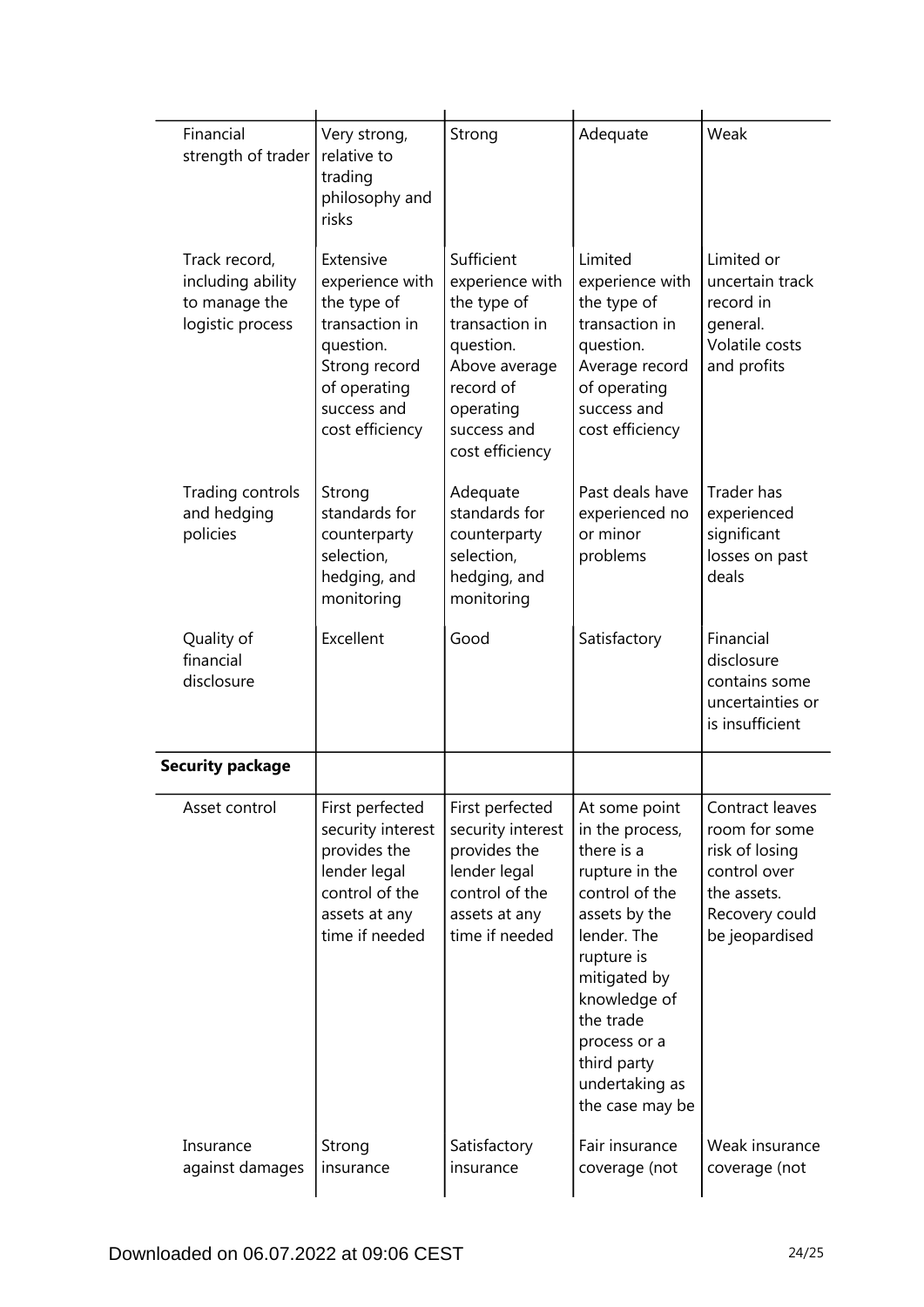| | | | | |
|---|---|---|---|---|
| Financial strength of trader | Very strong, relative to trading philosophy and risks | Strong | Adequate | Weak |
| Track record, including ability to manage the logistic process | Extensive experience with the type of transaction in question. Strong record of operating success and cost efficiency | Sufficient experience with the type of transaction in question. Above average record of operating success and cost efficiency | Limited experience with the type of transaction in question. Average record of operating success and cost efficiency | Limited or uncertain track record in general. Volatile costs and profits |
| Trading controls and hedging policies | Strong standards for counterparty selection, hedging, and monitoring | Adequate standards for counterparty selection, hedging, and monitoring | Past deals have experienced no or minor problems | Trader has experienced significant losses on past deals |
| Quality of financial disclosure | Excellent | Good | Satisfactory | Financial disclosure contains some uncertainties or is insufficient |
| **Security package** | | | | |
| Asset control | First perfected security interest provides the lender legal control of the assets at any time if needed | First perfected security interest provides the lender legal control of the assets at any time if needed | At some point in the process, there is a rupture in the control of the assets by the lender. The rupture is mitigated by knowledge of the trade process or a third party undertaking as the case may be | Contract leaves room for some risk of losing control over the assets. Recovery could be jeopardised |
| Insurance against damages | Strong insurance | Satisfactory insurance | Fair insurance coverage (not | Weak insurance coverage (not |

Downloaded on 06.07.2022 at 09:06 CEST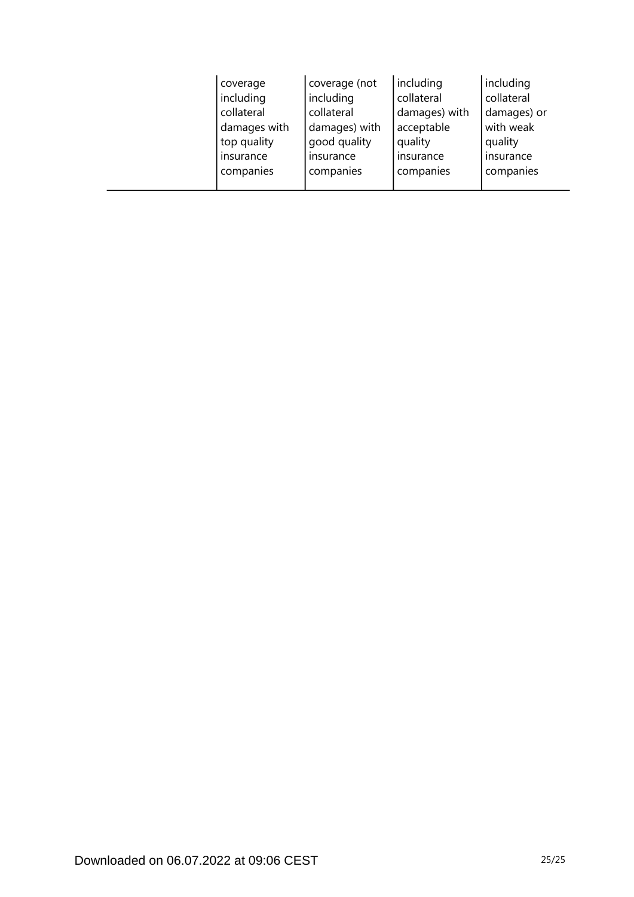| | | | | |
|---|---|---|---|---|
| | coverage including collateral damages with top quality insurance companies | coverage (not including collateral damages) with good quality insurance companies | including collateral damages) with acceptable quality insurance companies | including collateral damages) or with weak quality insurance companies |